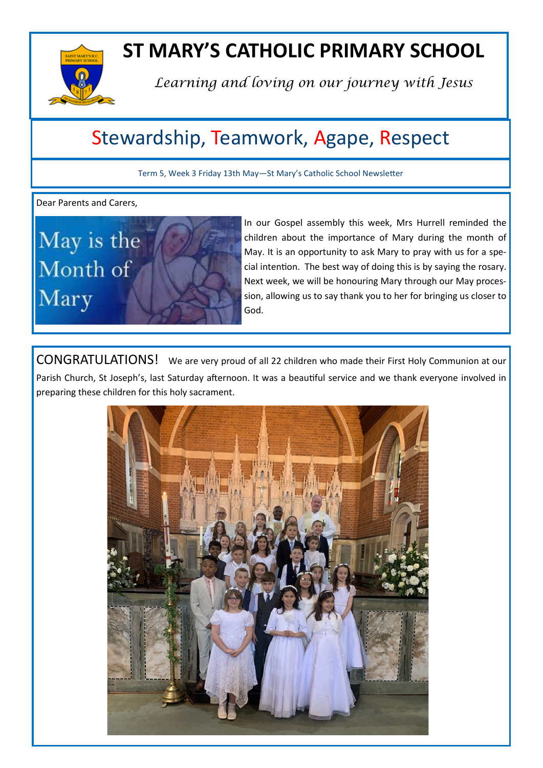# ST MARY'S CATHOLIC PRIMARY SCHOOL

*Learning and loving on our journey with Jesus*

## Stewardship, Teamwork, Agape, Respect

Term 5, Week 3 Friday 13th May—St Mary's Catholic School Newsletter

Dear Parents and Carers,

May is the Month of Mary

In our Gospel assembly this week, Mrs Hurrell reminded the children about the importance of Mary during the month of May. It is an opportunity to ask Mary to pray with us for a special intention. The best way of doing this is by saying the rosary. Next week, we will be honouring Mary through our May procession, allowing us to say thank you to her for bringing us closer to God.

CONGRATULATIONS! We are very proud of all 22 children who made their First Holy Communion at our Parish Church, St Joseph's, last Saturday afternoon. It was a beautiful service and we thank everyone involved in preparing these children for this holy sacrament.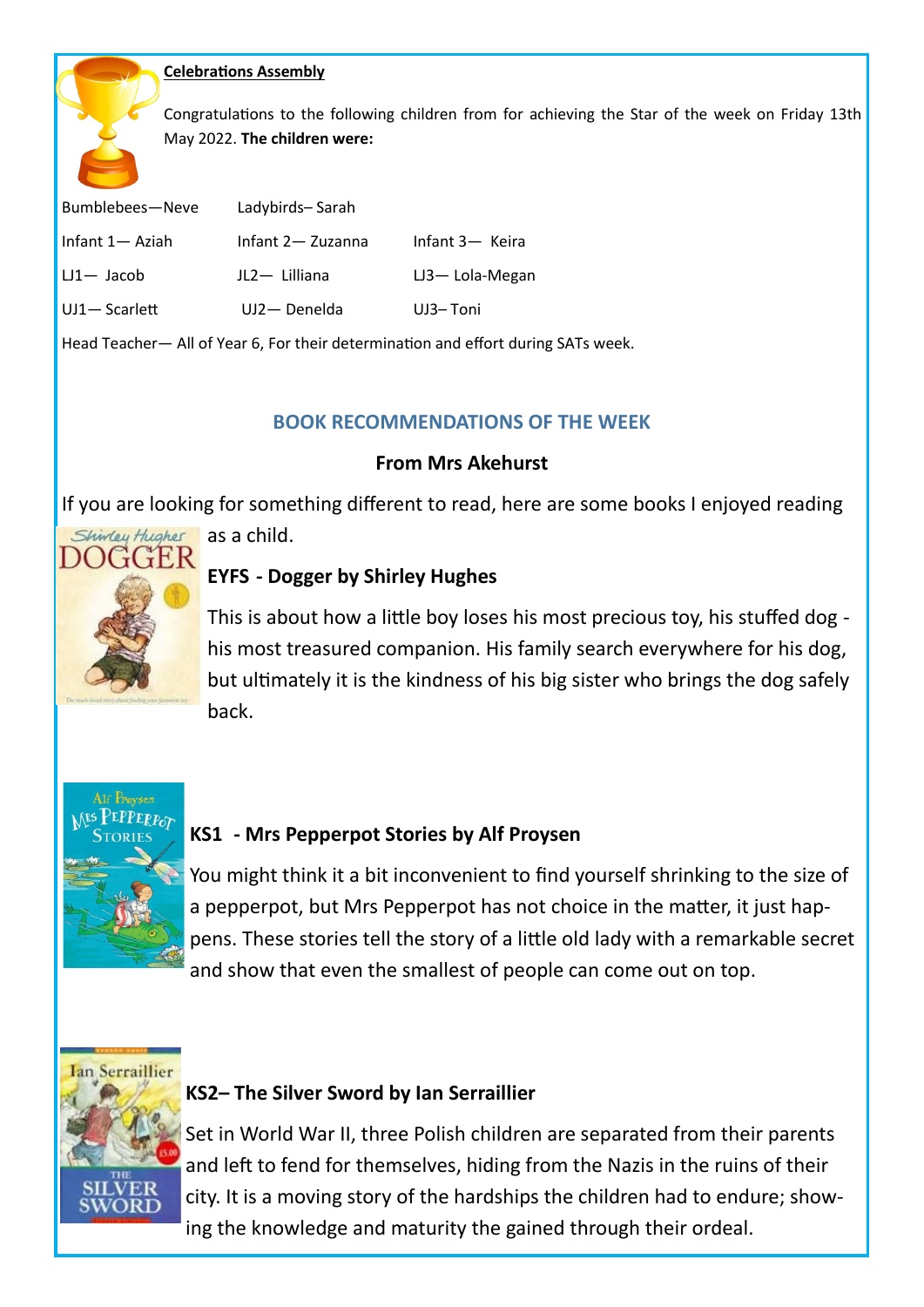**Celebrations Assembly**

Congratulations to the following children from for achieving the Star of the week on Friday 13th May 2022. **The children were:**

| | | |
|---|---|---|
| Bumblebees—Neve | Ladybirds– Sarah | |
| Infant 1— Aziah | Infant 2— Zuzanna | Infant 3— Keira |
| LJ1— Jacob | JL2— Lilliana | LJ3— Lola-Megan |
| UJ1— Scarlett | UJ2— Denelda | UJ3– Toni |

Head Teacher— All of Year 6, For their determination and effort during SATs week.

## BOOK RECOMMENDATIONS OF THE WEEK

**From Mrs Akehurst**

If you are looking for something different to read, here are some books I enjoyed reading as a child.

**EYFS - Dogger by Shirley Hughes**

This is about how a little boy loses his most precious toy, his stuffed dog - his most treasured companion. His family search everywhere for his dog, but ultimately it is the kindness of his big sister who brings the dog safely back.

**KS1 - Mrs Pepperpot Stories by Alf Proysen**

You might think it a bit inconvenient to find yourself shrinking to the size of a pepperpot, but Mrs Pepperpot has not choice in the matter, it just happens. These stories tell the story of a little old lady with a remarkable secret and show that even the smallest of people can come out on top.

**KS2– The Silver Sword by Ian Serraillier**

Set in World War II, three Polish children are separated from their parents and left to fend for themselves, hiding from the Nazis in the ruins of their city. It is a moving story of the hardships the children had to endure; showing the knowledge and maturity the gained through their ordeal.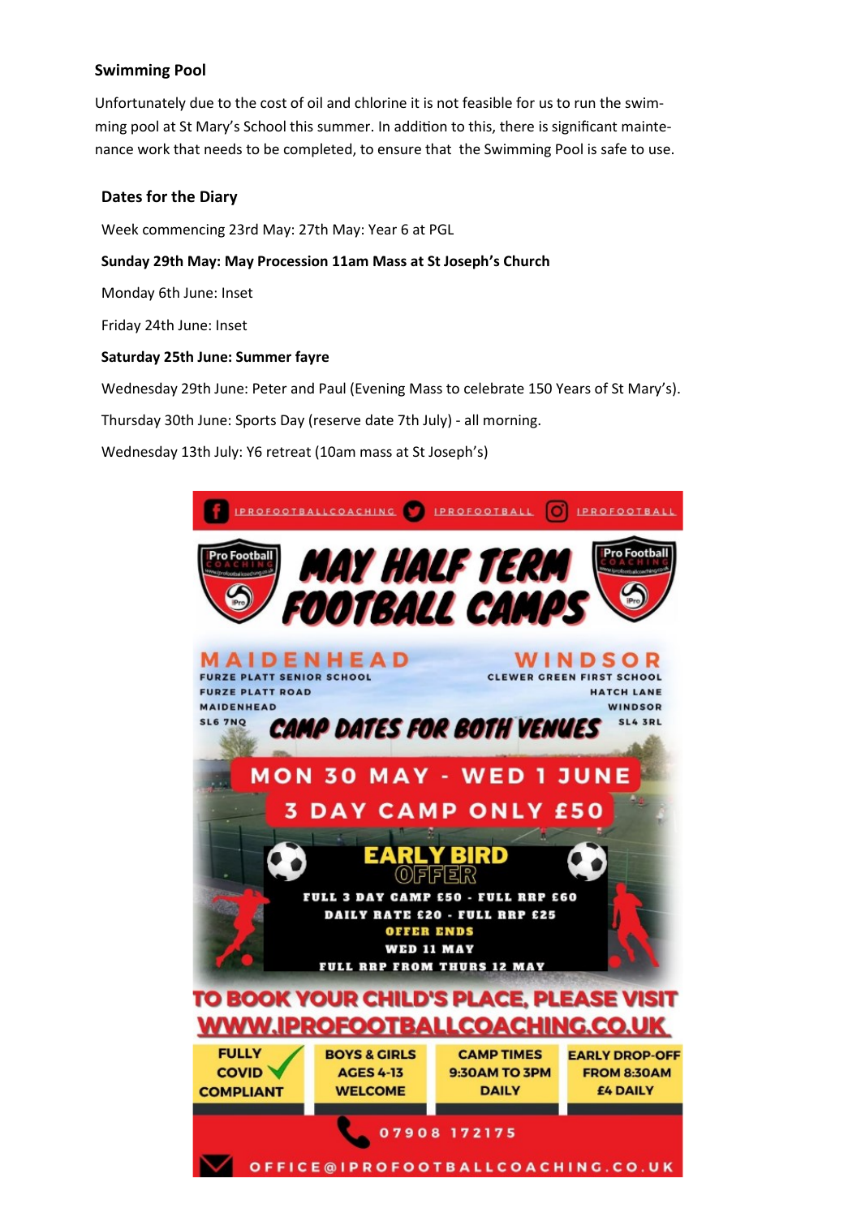## Swimming Pool

Unfortunately due to the cost of oil and chlorine it is not feasible for us to run the swimming pool at St Mary's School this summer. In addition to this, there is significant maintenance work that needs to be completed, to ensure that the Swimming Pool is safe to use.

## Dates for the Diary

Week commencing 23rd May: 27th May: Year 6 at PGL

**Sunday 29th May: May Procession 11am Mass at St Joseph's Church**

Monday 6th June: Inset

Friday 24th June: Inset

**Saturday 25th June: Summer fayre**

Wednesday 29th June: Peter and Paul (Evening Mass to celebrate 150 Years of St Mary's).

Thursday 30th June: Sports Day (reserve date 7th July) - all morning.

Wednesday 13th July: Y6 retreat (10am mass at St Joseph's)

IPROFOOTBALLCOACHING IPROFOOTBALL IPROFOOTBALL

# MAY HALF TERM FOOTBALL CAMPS

**MAIDENHEAD**
FURZE PLATT SENIOR SCHOOL
FURZE PLATT ROAD
MAIDENHEAD
SL6 7NQ

**WINDSOR**
CLEWER GREEN FIRST SCHOOL
HATCH LANE
WINDSOR
SL4 3RL

**CAMP DATES FOR BOTH VENUES**

**MON 30 MAY - WED 1 JUNE**

**3 DAY CAMP ONLY £50**

**EARLY BIRD OFFER**

FULL 3 DAY CAMP £50 - FULL RRP £60
DAILY RATE £20 - FULL RRP £25
OFFER ENDS
WED 11 MAY
FULL RRP FROM THURS 12 MAY

**TO BOOK YOUR CHILD'S PLACE, PLEASE VISIT WWW.IPROFOOTBALLCOACHING.CO.UK**

| FULLY COVID COMPLIANT | BOYS & GIRLS AGES 4-13 WELCOME | CAMP TIMES 9:30AM TO 3PM DAILY | EARLY DROP-OFF FROM 8:30AM £4 DAILY |
|---|---|---|---|

07908 172175

OFFICE@IPROFOOTBALLCOACHING.CO.UK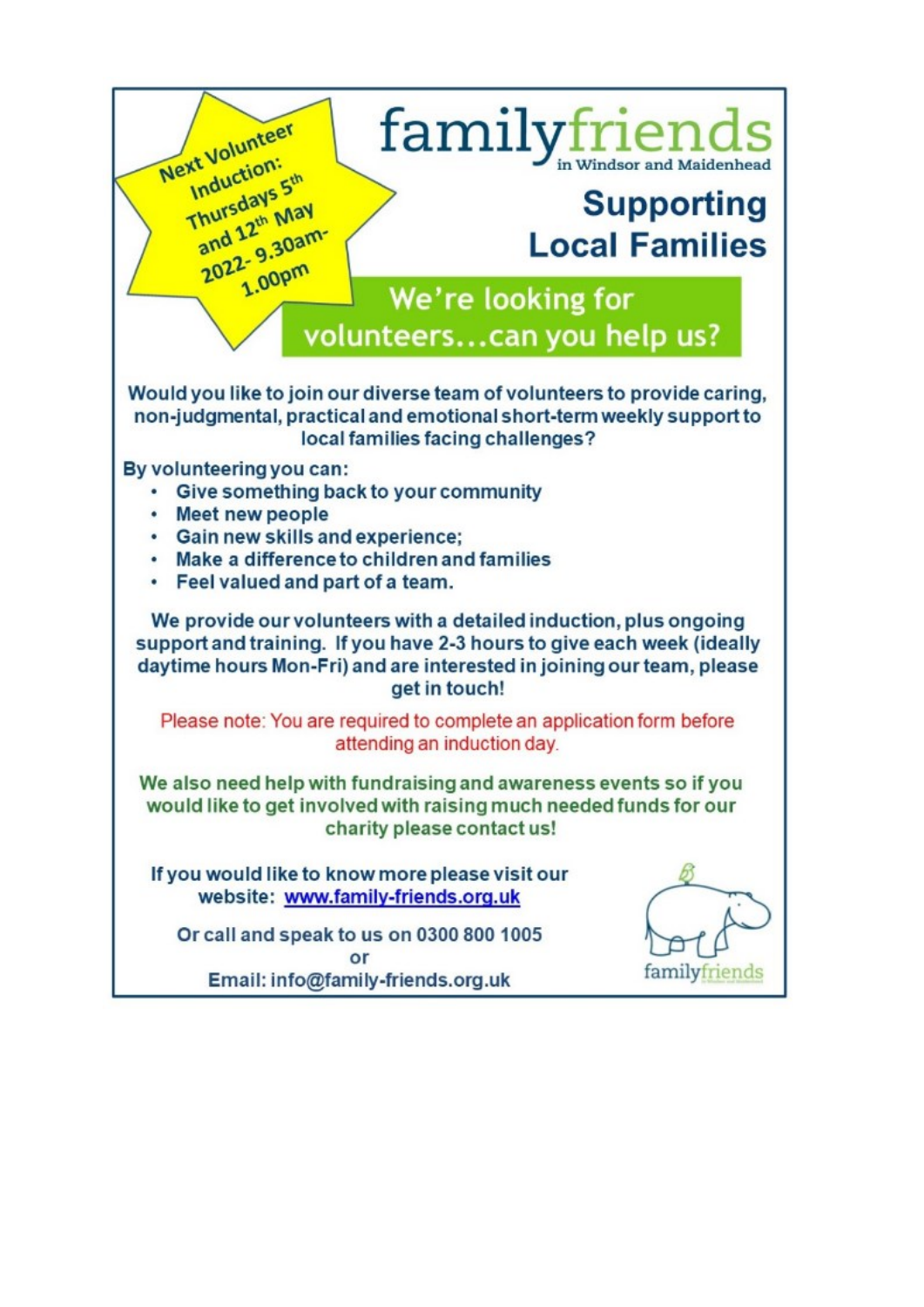Next Volunteer Induction: Thursdays 5th and 12th May 2022- 9.30am-1.00pm

# familyfriends

in Windsor and Maidenhead

## Supporting Local Families

### We're looking for volunteers...can you help us?

**Would you like to join our diverse team of volunteers to provide caring, non-judgmental, practical and emotional short-term weekly support to local families facing challenges?**

**By volunteering you can:**

- **Give something back to your community**
- **Meet new people**
- **Gain new skills and experience;**
- **Make a difference to children and families**
- **Feel valued and part of a team.**

**We provide our volunteers with a detailed induction, plus ongoing support and training. If you have 2-3 hours to give each week (ideally daytime hours Mon-Fri) and are interested in joining our team, please get in touch!**

Please note: You are required to complete an application form before attending an induction day.

**We also need help with fundraising and awareness events so if you would like to get involved with raising much needed funds for our charity please contact us!**

**If you would like to know more please visit our website: [www.family-friends.org.uk](http://www.family-friends.org.uk)**

**Or call and speak to us on 0300 800 1005**

**or**

**Email: info@family-friends.org.uk**

familyfriends